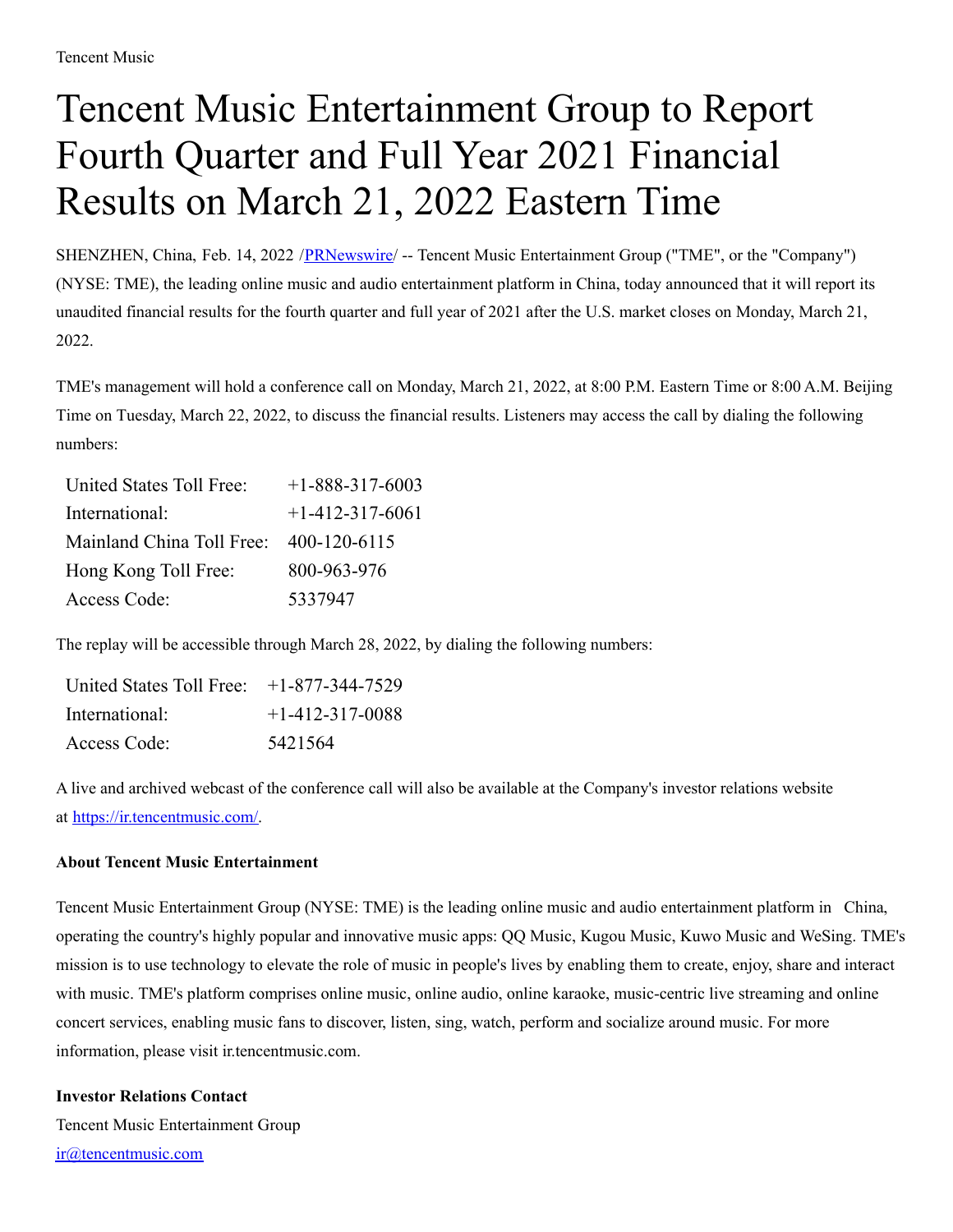Tencent Music

# Tencent Music Entertainment Group to Report Fourth Quarter and Full Year 2021 Financial Results on March 21, 2022 Eastern Time

SHENZHEN, China, Feb. 14, 2022 /PRNewswire/ -- Tencent Music Entertainment Group ("TME", or the "Company") (NYSE: TME), the leading online music and audio entertainment platform in China, today announced that it will report its unaudited financial results for the fourth quarter and full year of 2021 after the U.S. market closes on Monday, March 21, 2022.

TME's management will hold a conference call on Monday, March 21, 2022, at 8:00 P.M. Eastern Time or 8:00 A.M. Beijing Time on Tuesday, March 22, 2022, to discuss the financial results. Listeners may access the call by dialing the following numbers:

| | |
|---|---|
| United States Toll Free: | +1-888-317-6003 |
| International: | +1-412-317-6061 |
| Mainland China Toll Free: | 400-120-6115 |
| Hong Kong Toll Free: | 800-963-976 |
| Access Code: | 5337947 |

The replay will be accessible through March 28, 2022, by dialing the following numbers:

| | |
|---|---|
| United States Toll Free: | +1-877-344-7529 |
| International: | +1-412-317-0088 |
| Access Code: | 5421564 |

A live and archived webcast of the conference call will also be available at the Company's investor relations website at https://ir.tencentmusic.com/.

**About Tencent Music Entertainment**

Tencent Music Entertainment Group (NYSE: TME) is the leading online music and audio entertainment platform in China, operating the country's highly popular and innovative music apps: QQ Music, Kugou Music, Kuwo Music and WeSing. TME's mission is to use technology to elevate the role of music in people's lives by enabling them to create, enjoy, share and interact with music. TME's platform comprises online music, online audio, online karaoke, music-centric live streaming and online concert services, enabling music fans to discover, listen, sing, watch, perform and socialize around music. For more information, please visit ir.tencentmusic.com.

**Investor Relations Contact**

Tencent Music Entertainment Group
ir@tencentmusic.com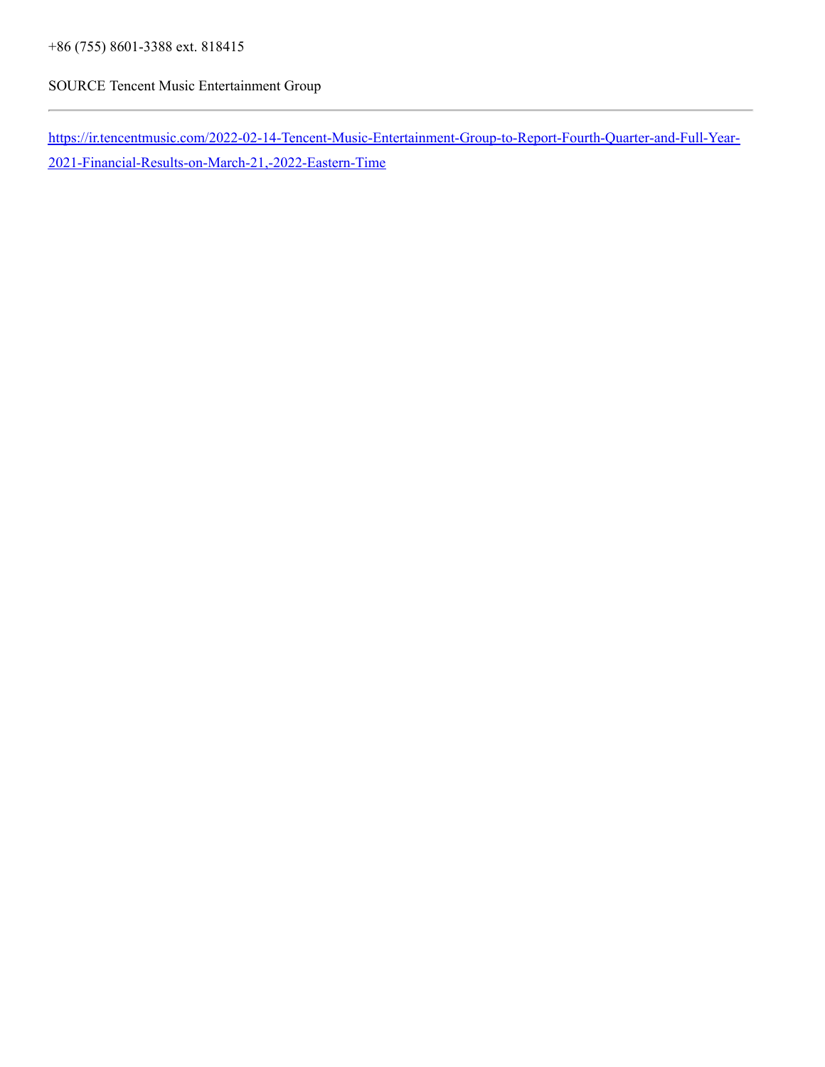+86 (755) 8601-3388 ext. 818415

SOURCE Tencent Music Entertainment Group

---

https://ir.tencentmusic.com/2022-02-14-Tencent-Music-Entertainment-Group-to-Report-Fourth-Quarter-and-Full-Year-2021-Financial-Results-on-March-21,-2022-Eastern-Time